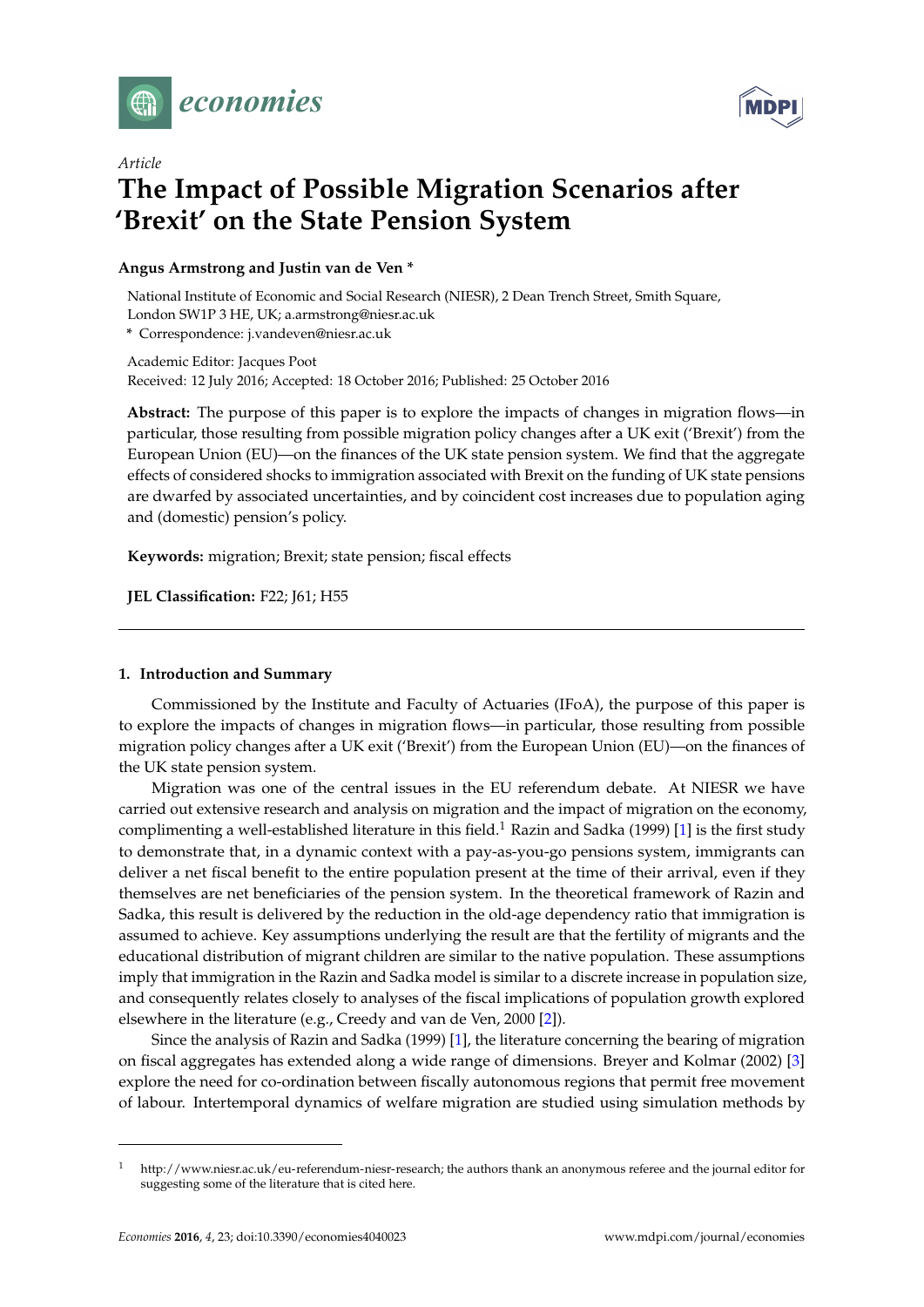*Article*

# The Impact of Possible Migration Scenarios after 'Brexit' on the State Pension System

**Angus Armstrong and Justin van de Ven \***

National Institute of Economic and Social Research (NIESR), 2 Dean Trench Street, Smith Square, London SW1P 3 HE, UK; a.armstrong@niesr.ac.uk

**\*** Correspondence: j.vandeven@niesr.ac.uk

Academic Editor: Jacques Poot

Received: 12 July 2016; Accepted: 18 October 2016; Published: 25 October 2016

**Abstract:** The purpose of this paper is to explore the impacts of changes in migration flows—in particular, those resulting from possible migration policy changes after a UK exit ('Brexit') from the European Union (EU)—on the finances of the UK state pension system. We find that the aggregate effects of considered shocks to immigration associated with Brexit on the funding of UK state pensions are dwarfed by associated uncertainties, and by coincident cost increases due to population aging and (domestic) pension's policy.

**Keywords:** migration; Brexit; state pension; fiscal effects

**JEL Classification:** F22; J61; H55

## 1. Introduction and Summary

Commissioned by the Institute and Faculty of Actuaries (IFoA), the purpose of this paper is to explore the impacts of changes in migration flows—in particular, those resulting from possible migration policy changes after a UK exit ('Brexit') from the European Union (EU)—on the finances of the UK state pension system.

Migration was one of the central issues in the EU referendum debate. At NIESR we have carried out extensive research and analysis on migration and the impact of migration on the economy, complimenting a well-established literature in this field.[1] Razin and Sadka (1999) [1] is the first study to demonstrate that, in a dynamic context with a pay-as-you-go pensions system, immigrants can deliver a net fiscal benefit to the entire population present at the time of their arrival, even if they themselves are net beneficiaries of the pension system. In the theoretical framework of Razin and Sadka, this result is delivered by the reduction in the old-age dependency ratio that immigration is assumed to achieve. Key assumptions underlying the result are that the fertility of migrants and the educational distribution of migrant children are similar to the native population. These assumptions imply that immigration in the Razin and Sadka model is similar to a discrete increase in population size, and consequently relates closely to analyses of the fiscal implications of population growth explored elsewhere in the literature (e.g., Creedy and van de Ven, 2000 [2]).

Since the analysis of Razin and Sadka (1999) [1], the literature concerning the bearing of migration on fiscal aggregates has extended along a wide range of dimensions. Breyer and Kolmar (2002) [3] explore the need for co-ordination between fiscally autonomous regions that permit free movement of labour. Intertemporal dynamics of welfare migration are studied using simulation methods by

---

[1] http://www.niesr.ac.uk/eu-referendum-niesr-research; the authors thank an anonymous referee and the journal editor for suggesting some of the literature that is cited here.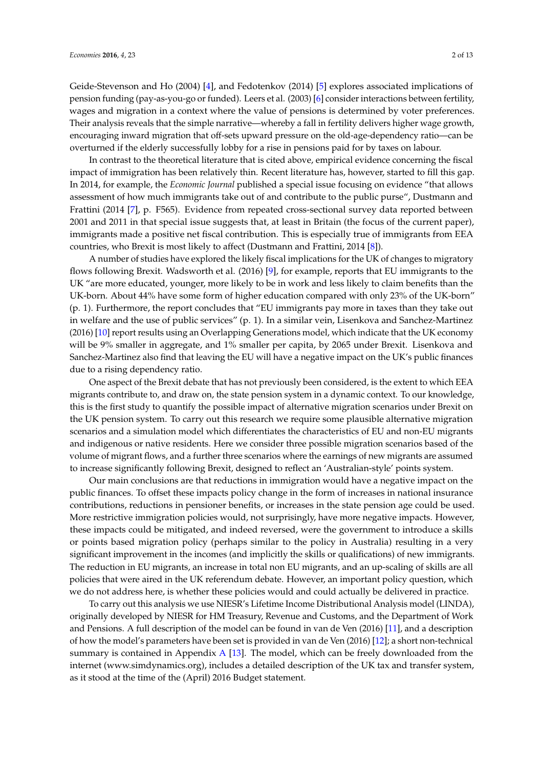Geide-Stevenson and Ho (2004) [4], and Fedotenkov (2014) [5] explores associated implications of pension funding (pay-as-you-go or funded). Leers et al. (2003) [6] consider interactions between fertility, wages and migration in a context where the value of pensions is determined by voter preferences. Their analysis reveals that the simple narrative—whereby a fall in fertility delivers higher wage growth, encouraging inward migration that off-sets upward pressure on the old-age-dependency ratio—can be overturned if the elderly successfully lobby for a rise in pensions paid for by taxes on labour.

In contrast to the theoretical literature that is cited above, empirical evidence concerning the fiscal impact of immigration has been relatively thin. Recent literature has, however, started to fill this gap. In 2014, for example, the *Economic Journal* published a special issue focusing on evidence "that allows assessment of how much immigrants take out of and contribute to the public purse", Dustmann and Frattini (2014 [7], p. F565). Evidence from repeated cross-sectional survey data reported between 2001 and 2011 in that special issue suggests that, at least in Britain (the focus of the current paper), immigrants made a positive net fiscal contribution. This is especially true of immigrants from EEA countries, who Brexit is most likely to affect (Dustmann and Frattini, 2014 [8]).

A number of studies have explored the likely fiscal implications for the UK of changes to migratory flows following Brexit. Wadsworth et al. (2016) [9], for example, reports that EU immigrants to the UK "are more educated, younger, more likely to be in work and less likely to claim benefits than the UK-born. About 44% have some form of higher education compared with only 23% of the UK-born" (p. 1). Furthermore, the report concludes that "EU immigrants pay more in taxes than they take out in welfare and the use of public services" (p. 1). In a similar vein, Lisenkova and Sanchez-Martinez (2016) [10] report results using an Overlapping Generations model, which indicate that the UK economy will be 9% smaller in aggregate, and 1% smaller per capita, by 2065 under Brexit. Lisenkova and Sanchez-Martinez also find that leaving the EU will have a negative impact on the UK's public finances due to a rising dependency ratio.

One aspect of the Brexit debate that has not previously been considered, is the extent to which EEA migrants contribute to, and draw on, the state pension system in a dynamic context. To our knowledge, this is the first study to quantify the possible impact of alternative migration scenarios under Brexit on the UK pension system. To carry out this research we require some plausible alternative migration scenarios and a simulation model which differentiates the characteristics of EU and non-EU migrants and indigenous or native residents. Here we consider three possible migration scenarios based of the volume of migrant flows, and a further three scenarios where the earnings of new migrants are assumed to increase significantly following Brexit, designed to reflect an 'Australian-style' points system.

Our main conclusions are that reductions in immigration would have a negative impact on the public finances. To offset these impacts policy change in the form of increases in national insurance contributions, reductions in pensioner benefits, or increases in the state pension age could be used. More restrictive immigration policies would, not surprisingly, have more negative impacts. However, these impacts could be mitigated, and indeed reversed, were the government to introduce a skills or points based migration policy (perhaps similar to the policy in Australia) resulting in a very significant improvement in the incomes (and implicitly the skills or qualifications) of new immigrants. The reduction in EU migrants, an increase in total non EU migrants, and an up-scaling of skills are all policies that were aired in the UK referendum debate. However, an important policy question, which we do not address here, is whether these policies would and could actually be delivered in practice.

To carry out this analysis we use NIESR's Lifetime Income Distributional Analysis model (LINDA), originally developed by NIESR for HM Treasury, Revenue and Customs, and the Department of Work and Pensions. A full description of the model can be found in van de Ven (2016) [11], and a description of how the model's parameters have been set is provided in van de Ven (2016) [12]; a short non-technical summary is contained in Appendix A [13]. The model, which can be freely downloaded from the internet (www.simdynamics.org), includes a detailed description of the UK tax and transfer system, as it stood at the time of the (April) 2016 Budget statement.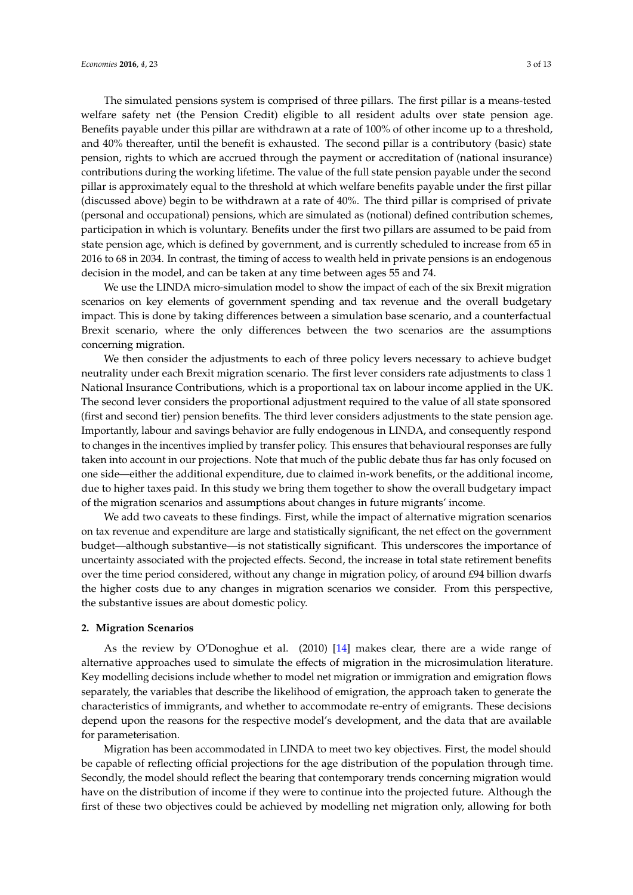The simulated pensions system is comprised of three pillars. The first pillar is a means-tested welfare safety net (the Pension Credit) eligible to all resident adults over state pension age. Benefits payable under this pillar are withdrawn at a rate of 100% of other income up to a threshold, and 40% thereafter, until the benefit is exhausted. The second pillar is a contributory (basic) state pension, rights to which are accrued through the payment or accreditation of (national insurance) contributions during the working lifetime. The value of the full state pension payable under the second pillar is approximately equal to the threshold at which welfare benefits payable under the first pillar (discussed above) begin to be withdrawn at a rate of 40%. The third pillar is comprised of private (personal and occupational) pensions, which are simulated as (notional) defined contribution schemes, participation in which is voluntary. Benefits under the first two pillars are assumed to be paid from state pension age, which is defined by government, and is currently scheduled to increase from 65 in 2016 to 68 in 2034. In contrast, the timing of access to wealth held in private pensions is an endogenous decision in the model, and can be taken at any time between ages 55 and 74.

We use the LINDA micro-simulation model to show the impact of each of the six Brexit migration scenarios on key elements of government spending and tax revenue and the overall budgetary impact. This is done by taking differences between a simulation base scenario, and a counterfactual Brexit scenario, where the only differences between the two scenarios are the assumptions concerning migration.

We then consider the adjustments to each of three policy levers necessary to achieve budget neutrality under each Brexit migration scenario. The first lever considers rate adjustments to class 1 National Insurance Contributions, which is a proportional tax on labour income applied in the UK. The second lever considers the proportional adjustment required to the value of all state sponsored (first and second tier) pension benefits. The third lever considers adjustments to the state pension age. Importantly, labour and savings behavior are fully endogenous in LINDA, and consequently respond to changes in the incentives implied by transfer policy. This ensures that behavioural responses are fully taken into account in our projections. Note that much of the public debate thus far has only focused on one side—either the additional expenditure, due to claimed in-work benefits, or the additional income, due to higher taxes paid. In this study we bring them together to show the overall budgetary impact of the migration scenarios and assumptions about changes in future migrants' income.

We add two caveats to these findings. First, while the impact of alternative migration scenarios on tax revenue and expenditure are large and statistically significant, the net effect on the government budget—although substantive—is not statistically significant. This underscores the importance of uncertainty associated with the projected effects. Second, the increase in total state retirement benefits over the time period considered, without any change in migration policy, of around £94 billion dwarfs the higher costs due to any changes in migration scenarios we consider. From this perspective, the substantive issues are about domestic policy.

## 2. Migration Scenarios

As the review by O'Donoghue et al. (2010) [14] makes clear, there are a wide range of alternative approaches used to simulate the effects of migration in the microsimulation literature. Key modelling decisions include whether to model net migration or immigration and emigration flows separately, the variables that describe the likelihood of emigration, the approach taken to generate the characteristics of immigrants, and whether to accommodate re-entry of emigrants. These decisions depend upon the reasons for the respective model's development, and the data that are available for parameterisation.

Migration has been accommodated in LINDA to meet two key objectives. First, the model should be capable of reflecting official projections for the age distribution of the population through time. Secondly, the model should reflect the bearing that contemporary trends concerning migration would have on the distribution of income if they were to continue into the projected future. Although the first of these two objectives could be achieved by modelling net migration only, allowing for both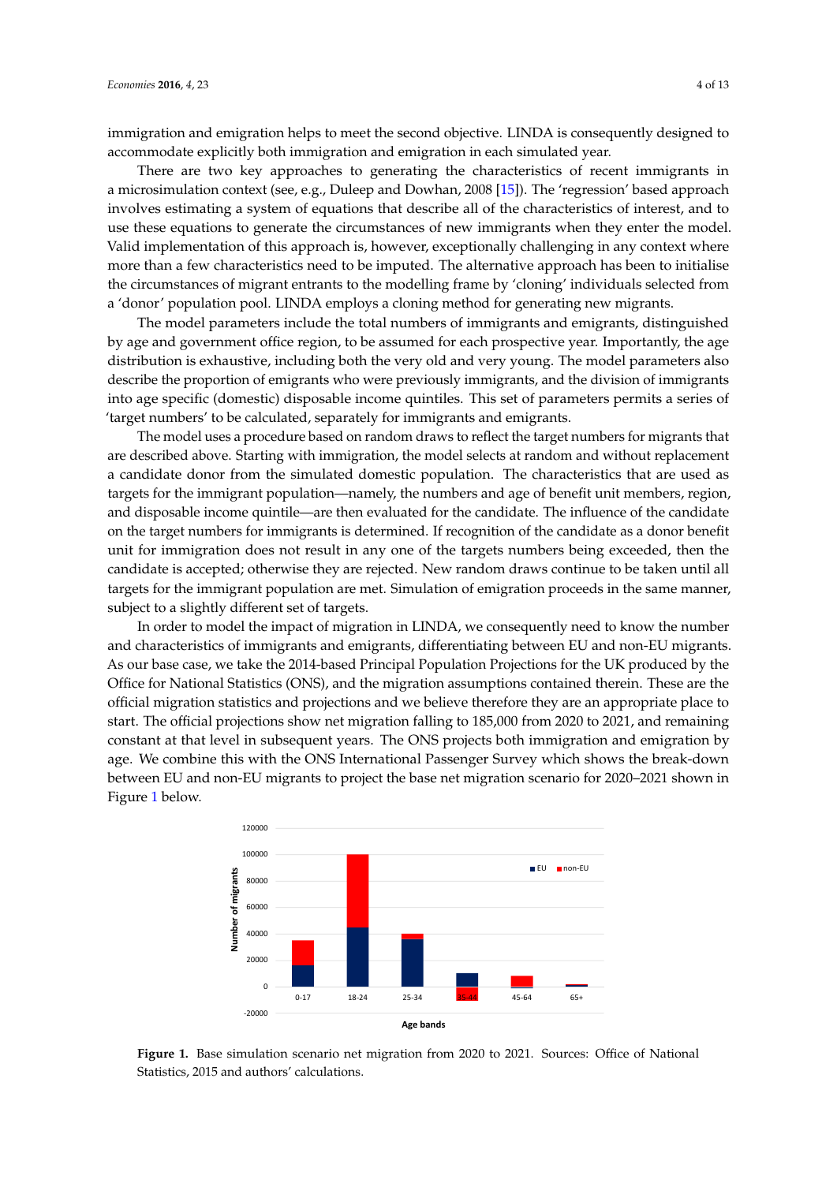immigration and emigration helps to meet the second objective. LINDA is consequently designed to accommodate explicitly both immigration and emigration in each simulated year.

There are two key approaches to generating the characteristics of recent immigrants in a microsimulation context (see, e.g., Duleep and Dowhan, 2008 [15]). The 'regression' based approach involves estimating a system of equations that describe all of the characteristics of interest, and to use these equations to generate the circumstances of new immigrants when they enter the model. Valid implementation of this approach is, however, exceptionally challenging in any context where more than a few characteristics need to be imputed. The alternative approach has been to initialise the circumstances of migrant entrants to the modelling frame by 'cloning' individuals selected from a 'donor' population pool. LINDA employs a cloning method for generating new migrants.

The model parameters include the total numbers of immigrants and emigrants, distinguished by age and government office region, to be assumed for each prospective year. Importantly, the age distribution is exhaustive, including both the very old and very young. The model parameters also describe the proportion of emigrants who were previously immigrants, and the division of immigrants into age specific (domestic) disposable income quintiles. This set of parameters permits a series of 'target numbers' to be calculated, separately for immigrants and emigrants.

The model uses a procedure based on random draws to reflect the target numbers for migrants that are described above. Starting with immigration, the model selects at random and without replacement a candidate donor from the simulated domestic population. The characteristics that are used as targets for the immigrant population—namely, the numbers and age of benefit unit members, region, and disposable income quintile—are then evaluated for the candidate. The influence of the candidate on the target numbers for immigrants is determined. If recognition of the candidate as a donor benefit unit for immigration does not result in any one of the targets numbers being exceeded, then the candidate is accepted; otherwise they are rejected. New random draws continue to be taken until all targets for the immigrant population are met. Simulation of emigration proceeds in the same manner, subject to a slightly different set of targets.

In order to model the impact of migration in LINDA, we consequently need to know the number and characteristics of immigrants and emigrants, differentiating between EU and non-EU migrants. As our base case, we take the 2014-based Principal Population Projections for the UK produced by the Office for National Statistics (ONS), and the migration assumptions contained therein. These are the official migration statistics and projections and we believe therefore they are an appropriate place to start. The official projections show net migration falling to 185,000 from 2020 to 2021, and remaining constant at that level in subsequent years. The ONS projects both immigration and emigration by age. We combine this with the ONS International Passenger Survey which shows the break-down between EU and non-EU migrants to project the base net migration scenario for 2020–2021 shown in Figure 1 below.

**Figure 1.** Base simulation scenario net migration from 2020 to 2021. Sources: Office of National Statistics, 2015 and authors' calculations.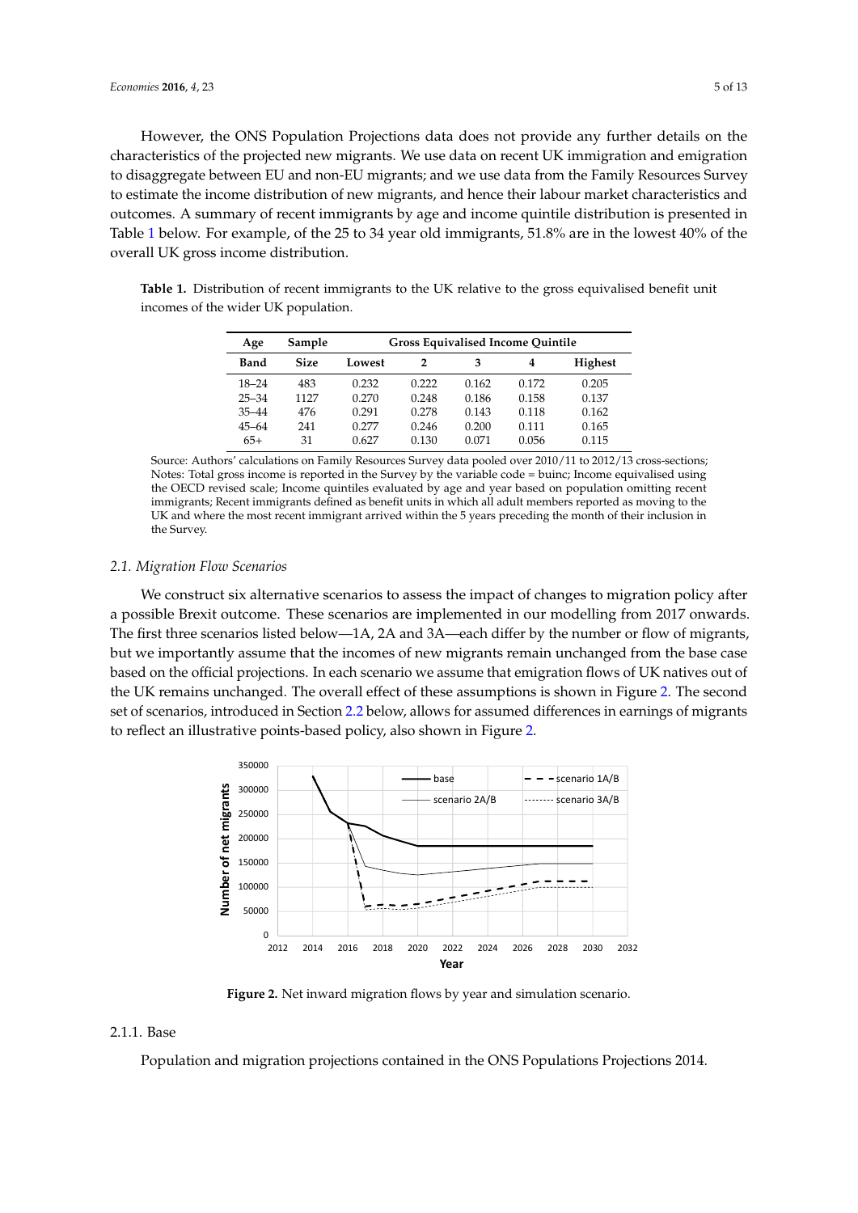However, the ONS Population Projections data does not provide any further details on the characteristics of the projected new migrants. We use data on recent UK immigration and emigration to disaggregate between EU and non-EU migrants; and we use data from the Family Resources Survey to estimate the income distribution of new migrants, and hence their labour market characteristics and outcomes. A summary of recent immigrants by age and income quintile distribution is presented in Table 1 below. For example, of the 25 to 34 year old immigrants, 51.8% are in the lowest 40% of the overall UK gross income distribution.

**Table 1.** Distribution of recent immigrants to the UK relative to the gross equivalised benefit unit incomes of the wider UK population.

| Age | Sample | Gross Equivalised Income Quintile | | | | |
|---|---|---|---|---|---|---|
| **Band** | **Size** | **Lowest** | **2** | **3** | **4** | **Highest** |
| 18–24 | 483 | 0.232 | 0.222 | 0.162 | 0.172 | 0.205 |
| 25–34 | 1127 | 0.270 | 0.248 | 0.186 | 0.158 | 0.137 |
| 35–44 | 476 | 0.291 | 0.278 | 0.143 | 0.118 | 0.162 |
| 45–64 | 241 | 0.277 | 0.246 | 0.200 | 0.111 | 0.165 |
| 65+ | 31 | 0.627 | 0.130 | 0.071 | 0.056 | 0.115 |

Source: Authors' calculations on Family Resources Survey data pooled over 2010/11 to 2012/13 cross-sections; Notes: Total gross income is reported in the Survey by the variable code = buinc; Income equivalised using the OECD revised scale; Income quintiles evaluated by age and year based on population omitting recent immigrants; Recent immigrants defined as benefit units in which all adult members reported as moving to the UK and where the most recent immigrant arrived within the 5 years preceding the month of their inclusion in the Survey.

### 2.1. Migration Flow Scenarios

We construct six alternative scenarios to assess the impact of changes to migration policy after a possible Brexit outcome. These scenarios are implemented in our modelling from 2017 onwards. The first three scenarios listed below—1A, 2A and 3A—each differ by the number or flow of migrants, but we importantly assume that the incomes of new migrants remain unchanged from the base case based on the official projections. In each scenario we assume that emigration flows of UK natives out of the UK remains unchanged. The overall effect of these assumptions is shown in Figure 2. The second set of scenarios, introduced in Section 2.2 below, allows for assumed differences in earnings of migrants to reflect an illustrative points-based policy, also shown in Figure 2.

**Figure 2.** Net inward migration flows by year and simulation scenario.

#### 2.1.1. Base

Population and migration projections contained in the ONS Populations Projections 2014.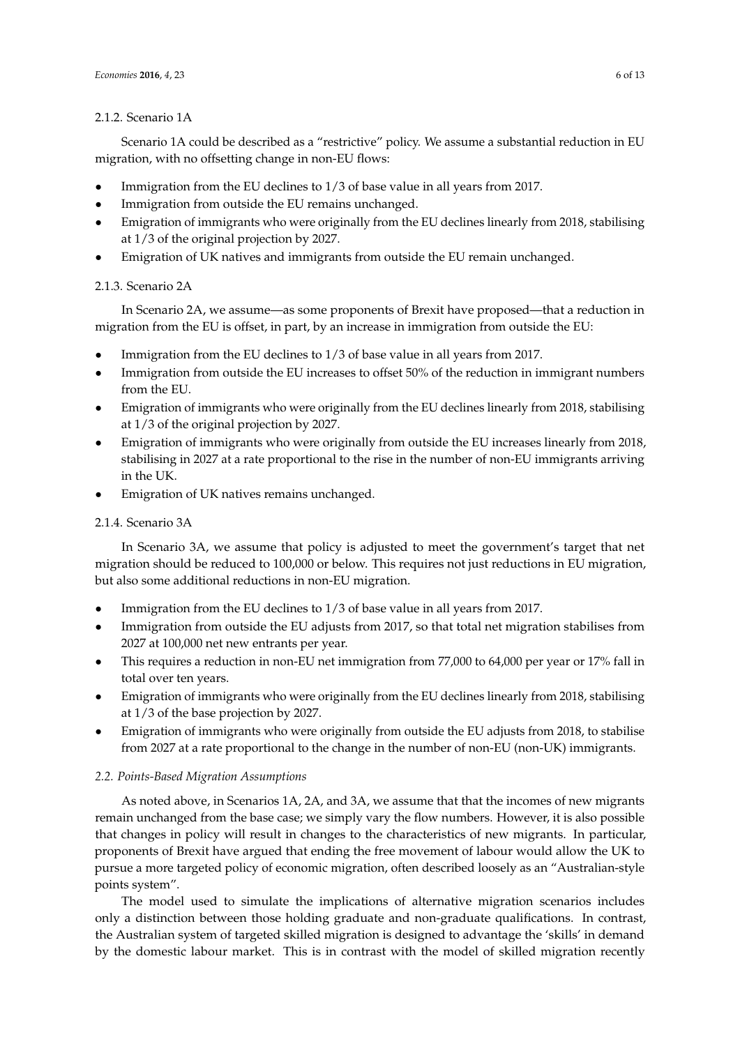#### 2.1.2. Scenario 1A

Scenario 1A could be described as a "restrictive" policy. We assume a substantial reduction in EU migration, with no offsetting change in non-EU flows:

- Immigration from the EU declines to 1/3 of base value in all years from 2017.
- Immigration from outside the EU remains unchanged.
- Emigration of immigrants who were originally from the EU declines linearly from 2018, stabilising at 1/3 of the original projection by 2027.
- Emigration of UK natives and immigrants from outside the EU remain unchanged.

#### 2.1.3. Scenario 2A

In Scenario 2A, we assume—as some proponents of Brexit have proposed—that a reduction in migration from the EU is offset, in part, by an increase in immigration from outside the EU:

- Immigration from the EU declines to 1/3 of base value in all years from 2017.
- Immigration from outside the EU increases to offset 50% of the reduction in immigrant numbers from the EU.
- Emigration of immigrants who were originally from the EU declines linearly from 2018, stabilising at 1/3 of the original projection by 2027.
- Emigration of immigrants who were originally from outside the EU increases linearly from 2018, stabilising in 2027 at a rate proportional to the rise in the number of non-EU immigrants arriving in the UK.
- Emigration of UK natives remains unchanged.

#### 2.1.4. Scenario 3A

In Scenario 3A, we assume that policy is adjusted to meet the government's target that net migration should be reduced to 100,000 or below. This requires not just reductions in EU migration, but also some additional reductions in non-EU migration.

- Immigration from the EU declines to 1/3 of base value in all years from 2017.
- Immigration from outside the EU adjusts from 2017, so that total net migration stabilises from 2027 at 100,000 net new entrants per year.
- This requires a reduction in non-EU net immigration from 77,000 to 64,000 per year or 17% fall in total over ten years.
- Emigration of immigrants who were originally from the EU declines linearly from 2018, stabilising at 1/3 of the base projection by 2027.
- Emigration of immigrants who were originally from outside the EU adjusts from 2018, to stabilise from 2027 at a rate proportional to the change in the number of non-EU (non-UK) immigrants.

### *2.2. Points-Based Migration Assumptions*

As noted above, in Scenarios 1A, 2A, and 3A, we assume that that the incomes of new migrants remain unchanged from the base case; we simply vary the flow numbers. However, it is also possible that changes in policy will result in changes to the characteristics of new migrants. In particular, proponents of Brexit have argued that ending the free movement of labour would allow the UK to pursue a more targeted policy of economic migration, often described loosely as an "Australian-style points system".

The model used to simulate the implications of alternative migration scenarios includes only a distinction between those holding graduate and non-graduate qualifications. In contrast, the Australian system of targeted skilled migration is designed to advantage the 'skills' in demand by the domestic labour market. This is in contrast with the model of skilled migration recently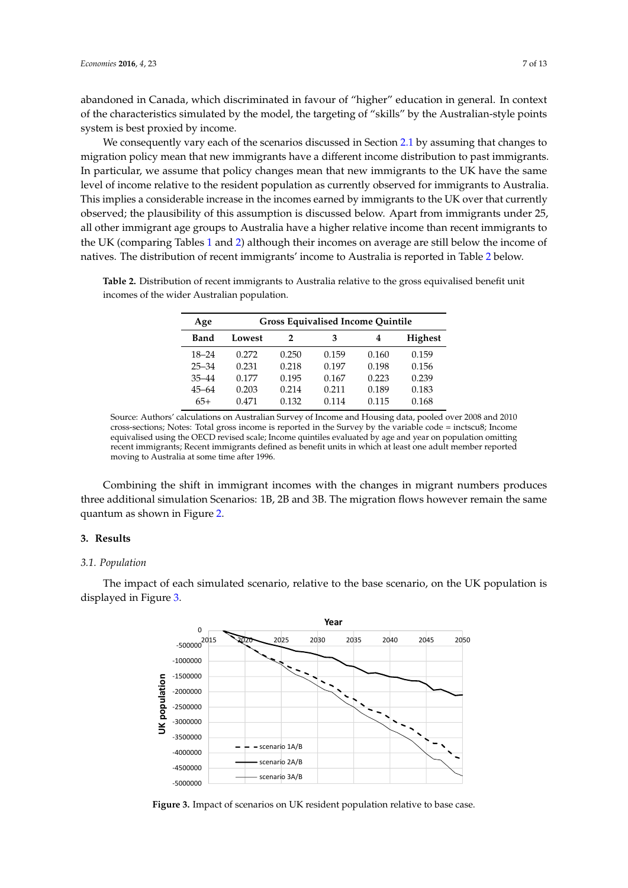abandoned in Canada, which discriminated in favour of "higher" education in general. In context of the characteristics simulated by the model, the targeting of "skills" by the Australian-style points system is best proxied by income.

We consequently vary each of the scenarios discussed in Section 2.1 by assuming that changes to migration policy mean that new immigrants have a different income distribution to past immigrants. In particular, we assume that policy changes mean that new immigrants to the UK have the same level of income relative to the resident population as currently observed for immigrants to Australia. This implies a considerable increase in the incomes earned by immigrants to the UK over that currently observed; the plausibility of this assumption is discussed below. Apart from immigrants under 25, all other immigrant age groups to Australia have a higher relative income than recent immigrants to the UK (comparing Tables 1 and 2) although their incomes on average are still below the income of natives. The distribution of recent immigrants' income to Australia is reported in Table 2 below.

**Table 2.** Distribution of recent immigrants to Australia relative to the gross equivalised benefit unit incomes of the wider Australian population.

| Age | Gross Equivalised Income Quintile | | | | |
|---|---|---|---|---|---|
| **Band** | **Lowest** | **2** | **3** | **4** | **Highest** |
| 18–24 | 0.272 | 0.250 | 0.159 | 0.160 | 0.159 |
| 25–34 | 0.231 | 0.218 | 0.197 | 0.198 | 0.156 |
| 35–44 | 0.177 | 0.195 | 0.167 | 0.223 | 0.239 |
| 45–64 | 0.203 | 0.214 | 0.211 | 0.189 | 0.183 |
| 65+ | 0.471 | 0.132 | 0.114 | 0.115 | 0.168 |

Source: Authors' calculations on Australian Survey of Income and Housing data, pooled over 2008 and 2010 cross-sections; Notes: Total gross income is reported in the Survey by the variable code = inctscu8; Income equivalised using the OECD revised scale; Income quintiles evaluated by age and year on population omitting recent immigrants; Recent immigrants defined as benefit units in which at least one adult member reported moving to Australia at some time after 1996.

Combining the shift in immigrant incomes with the changes in migrant numbers produces three additional simulation Scenarios: 1B, 2B and 3B. The migration flows however remain the same quantum as shown in Figure 2.

## 3. Results

### 3.1. Population

The impact of each simulated scenario, relative to the base scenario, on the UK population is displayed in Figure 3.

**Figure 3.** Impact of scenarios on UK resident population relative to base case.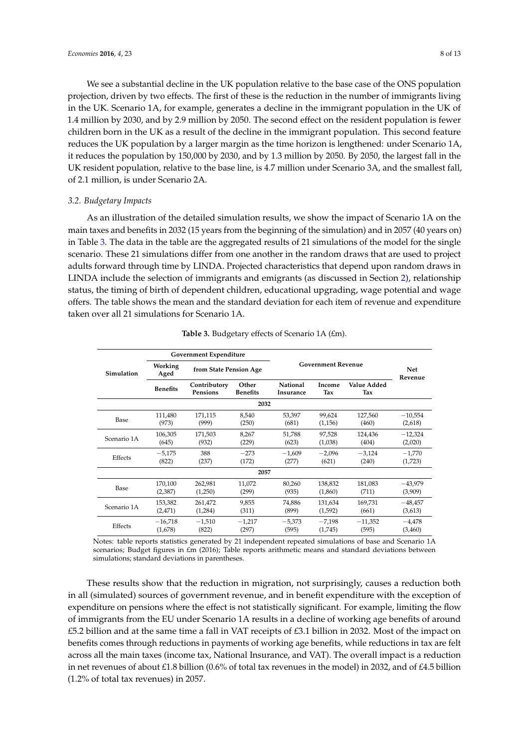We see a substantial decline in the UK population relative to the base case of the ONS population projection, driven by two effects. The first of these is the reduction in the number of immigrants living in the UK. Scenario 1A, for example, generates a decline in the immigrant population in the UK of 1.4 million by 2030, and by 2.9 million by 2050. The second effect on the resident population is fewer children born in the UK as a result of the decline in the immigrant population. This second feature reduces the UK population by a larger margin as the time horizon is lengthened: under Scenario 1A, it reduces the population by 150,000 by 2030, and by 1.3 million by 2050. By 2050, the largest fall in the UK resident population, relative to the base line, is 4.7 million under Scenario 3A, and the smallest fall, of 2.1 million, is under Scenario 2A.

### 3.2. Budgetary Impacts

As an illustration of the detailed simulation results, we show the impact of Scenario 1A on the main taxes and benefits in 2032 (15 years from the beginning of the simulation) and in 2057 (40 years on) in Table 3. The data in the table are the aggregated results of 21 simulations of the model for the single scenario. These 21 simulations differ from one another in the random draws that are used to project adults forward through time by LINDA. Projected characteristics that depend upon random draws in LINDA include the selection of immigrants and emigrants (as discussed in Section 2), relationship status, the timing of birth of dependent children, educational upgrading, wage potential and wage offers. The table shows the mean and the standard deviation for each item of revenue and expenditure taken over all 21 simulations for Scenario 1A.

**Table 3.** Budgetary effects of Scenario 1A (£m).

| Simulation | Government Expenditure | | | Government Revenue | | | Net Revenue |
|---|---|---|---|---|---|---|---|
| | Working Aged | from State Pension Age | | | | | |
| | Benefits | Contributory Pensions | Other Benefits | National Insurance | Income Tax | Value Added Tax | |
| **2032** | | | | | | | |
| Base | 111,480 (973) | 171,115 (999) | 8,540 (250) | 53,397 (681) | 99,624 (1,156) | 127,560 (460) | −10,554 (2,618) |
| Scenario 1A | 106,305 (645) | 171,503 (932) | 8,267 (229) | 51,788 (623) | 97,528 (1,038) | 124,436 (404) | −12,324 (2,020) |
| Effects | −5,175 (822) | 388 (237) | −273 (172) | −1,609 (277) | −2,096 (621) | −3,124 (240) | −1,770 (1,723) |
| **2057** | | | | | | | |
| Base | 170,100 (2,387) | 262,981 (1,250) | 11,072 (299) | 80,260 (935) | 138,832 (1,860) | 181,083 (711) | −43,979 (3,909) |
| Scenario 1A | 153,382 (2,471) | 261,472 (1,284) | 9,855 (311) | 74,886 (899) | 131,634 (1,592) | 169,731 (661) | −48,457 (3,613) |
| Effects | −16,718 (1,678) | −1,510 (822) | −1,217 (297) | −5,373 (595) | −7,198 (1,745) | −11,352 (595) | −4,478 (3,460) |

Notes: table reports statistics generated by 21 independent repeated simulations of base and Scenario 1A scenarios; Budget figures in £m (2016); Table reports arithmetic means and standard deviations between simulations; standard deviations in parentheses.

These results show that the reduction in migration, not surprisingly, causes a reduction both in all (simulated) sources of government revenue, and in benefit expenditure with the exception of expenditure on pensions where the effect is not statistically significant. For example, limiting the flow of immigrants from the EU under Scenario 1A results in a decline of working age benefits of around £5.2 billion and at the same time a fall in VAT receipts of £3.1 billion in 2032. Most of the impact on benefits comes through reductions in payments of working age benefits, while reductions in tax are felt across all the main taxes (income tax, National Insurance, and VAT). The overall impact is a reduction in net revenues of about £1.8 billion (0.6% of total tax revenues in the model) in 2032, and of £4.5 billion (1.2% of total tax revenues) in 2057.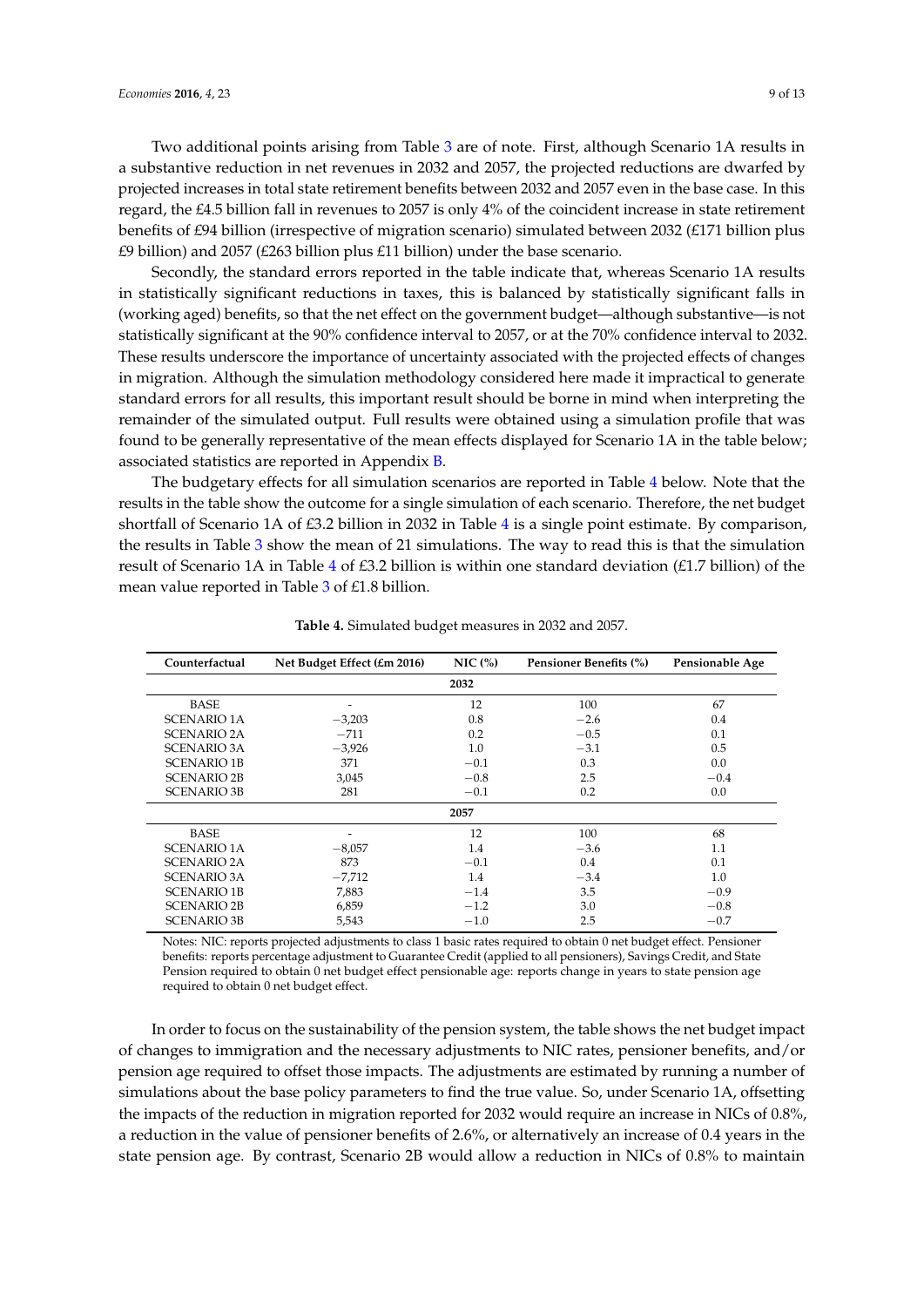Two additional points arising from Table 3 are of note. First, although Scenario 1A results in a substantive reduction in net revenues in 2032 and 2057, the projected reductions are dwarfed by projected increases in total state retirement benefits between 2032 and 2057 even in the base case. In this regard, the £4.5 billion fall in revenues to 2057 is only 4% of the coincident increase in state retirement benefits of £94 billion (irrespective of migration scenario) simulated between 2032 (£171 billion plus £9 billion) and 2057 (£263 billion plus £11 billion) under the base scenario.

Secondly, the standard errors reported in the table indicate that, whereas Scenario 1A results in statistically significant reductions in taxes, this is balanced by statistically significant falls in (working aged) benefits, so that the net effect on the government budget—although substantive—is not statistically significant at the 90% confidence interval to 2057, or at the 70% confidence interval to 2032. These results underscore the importance of uncertainty associated with the projected effects of changes in migration. Although the simulation methodology considered here made it impractical to generate standard errors for all results, this important result should be borne in mind when interpreting the remainder of the simulated output. Full results were obtained using a simulation profile that was found to be generally representative of the mean effects displayed for Scenario 1A in the table below; associated statistics are reported in Appendix B.

The budgetary effects for all simulation scenarios are reported in Table 4 below. Note that the results in the table show the outcome for a single simulation of each scenario. Therefore, the net budget shortfall of Scenario 1A of £3.2 billion in 2032 in Table 4 is a single point estimate. By comparison, the results in Table 3 show the mean of 21 simulations. The way to read this is that the simulation result of Scenario 1A in Table 4 of £3.2 billion is within one standard deviation (£1.7 billion) of the mean value reported in Table 3 of £1.8 billion.

**Table 4.** Simulated budget measures in 2032 and 2057.

| Counterfactual | Net Budget Effect (£m 2016) | NIC (%) | Pensioner Benefits (%) | Pensionable Age |
|---|---|---|---|---|
| | | **2032** | | |
| BASE | - | 12 | 100 | 67 |
| SCENARIO 1A | −3,203 | 0.8 | −2.6 | 0.4 |
| SCENARIO 2A | −711 | 0.2 | −0.5 | 0.1 |
| SCENARIO 3A | −3,926 | 1.0 | −3.1 | 0.5 |
| SCENARIO 1B | 371 | −0.1 | 0.3 | 0.0 |
| SCENARIO 2B | 3,045 | −0.8 | 2.5 | −0.4 |
| SCENARIO 3B | 281 | −0.1 | 0.2 | 0.0 |
| | | **2057** | | |
| BASE | - | 12 | 100 | 68 |
| SCENARIO 1A | −8,057 | 1.4 | −3.6 | 1.1 |
| SCENARIO 2A | 873 | −0.1 | 0.4 | 0.1 |
| SCENARIO 3A | −7,712 | 1.4 | −3.4 | 1.0 |
| SCENARIO 1B | 7,883 | −1.4 | 3.5 | −0.9 |
| SCENARIO 2B | 6,859 | −1.2 | 3.0 | −0.8 |
| SCENARIO 3B | 5,543 | −1.0 | 2.5 | −0.7 |

Notes: NIC: reports projected adjustments to class 1 basic rates required to obtain 0 net budget effect. Pensioner benefits: reports percentage adjustment to Guarantee Credit (applied to all pensioners), Savings Credit, and State Pension required to obtain 0 net budget effect pensionable age: reports change in years to state pension age required to obtain 0 net budget effect.

In order to focus on the sustainability of the pension system, the table shows the net budget impact of changes to immigration and the necessary adjustments to NIC rates, pensioner benefits, and/or pension age required to offset those impacts. The adjustments are estimated by running a number of simulations about the base policy parameters to find the true value. So, under Scenario 1A, offsetting the impacts of the reduction in migration reported for 2032 would require an increase in NICs of 0.8%, a reduction in the value of pensioner benefits of 2.6%, or alternatively an increase of 0.4 years in the state pension age. By contrast, Scenario 2B would allow a reduction in NICs of 0.8% to maintain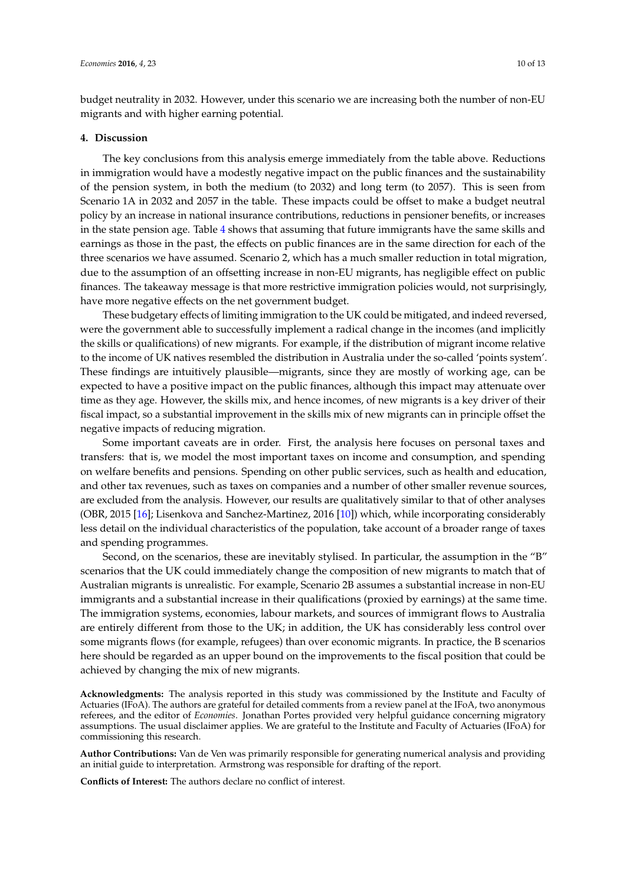budget neutrality in 2032. However, under this scenario we are increasing both the number of non-EU migrants and with higher earning potential.

## 4. Discussion

The key conclusions from this analysis emerge immediately from the table above. Reductions in immigration would have a modestly negative impact on the public finances and the sustainability of the pension system, in both the medium (to 2032) and long term (to 2057). This is seen from Scenario 1A in 2032 and 2057 in the table. These impacts could be offset to make a budget neutral policy by an increase in national insurance contributions, reductions in pensioner benefits, or increases in the state pension age. Table 4 shows that assuming that future immigrants have the same skills and earnings as those in the past, the effects on public finances are in the same direction for each of the three scenarios we have assumed. Scenario 2, which has a much smaller reduction in total migration, due to the assumption of an offsetting increase in non-EU migrants, has negligible effect on public finances. The takeaway message is that more restrictive immigration policies would, not surprisingly, have more negative effects on the net government budget.

These budgetary effects of limiting immigration to the UK could be mitigated, and indeed reversed, were the government able to successfully implement a radical change in the incomes (and implicitly the skills or qualifications) of new migrants. For example, if the distribution of migrant income relative to the income of UK natives resembled the distribution in Australia under the so-called 'points system'. These findings are intuitively plausible—migrants, since they are mostly of working age, can be expected to have a positive impact on the public finances, although this impact may attenuate over time as they age. However, the skills mix, and hence incomes, of new migrants is a key driver of their fiscal impact, so a substantial improvement in the skills mix of new migrants can in principle offset the negative impacts of reducing migration.

Some important caveats are in order. First, the analysis here focuses on personal taxes and transfers: that is, we model the most important taxes on income and consumption, and spending on welfare benefits and pensions. Spending on other public services, such as health and education, and other tax revenues, such as taxes on companies and a number of other smaller revenue sources, are excluded from the analysis. However, our results are qualitatively similar to that of other analyses (OBR, 2015 [16]; Lisenkova and Sanchez-Martinez, 2016 [10]) which, while incorporating considerably less detail on the individual characteristics of the population, take account of a broader range of taxes and spending programmes.

Second, on the scenarios, these are inevitably stylised. In particular, the assumption in the "B" scenarios that the UK could immediately change the composition of new migrants to match that of Australian migrants is unrealistic. For example, Scenario 2B assumes a substantial increase in non-EU immigrants and a substantial increase in their qualifications (proxied by earnings) at the same time. The immigration systems, economies, labour markets, and sources of immigrant flows to Australia are entirely different from those to the UK; in addition, the UK has considerably less control over some migrants flows (for example, refugees) than over economic migrants. In practice, the B scenarios here should be regarded as an upper bound on the improvements to the fiscal position that could be achieved by changing the mix of new migrants.

**Acknowledgments:** The analysis reported in this study was commissioned by the Institute and Faculty of Actuaries (IFoA). The authors are grateful for detailed comments from a review panel at the IFoA, two anonymous referees, and the editor of *Economies*. Jonathan Portes provided very helpful guidance concerning migratory assumptions. The usual disclaimer applies. We are grateful to the Institute and Faculty of Actuaries (IFoA) for commissioning this research.

**Author Contributions:** Van de Ven was primarily responsible for generating numerical analysis and providing an initial guide to interpretation. Armstrong was responsible for drafting of the report.

**Conflicts of Interest:** The authors declare no conflict of interest.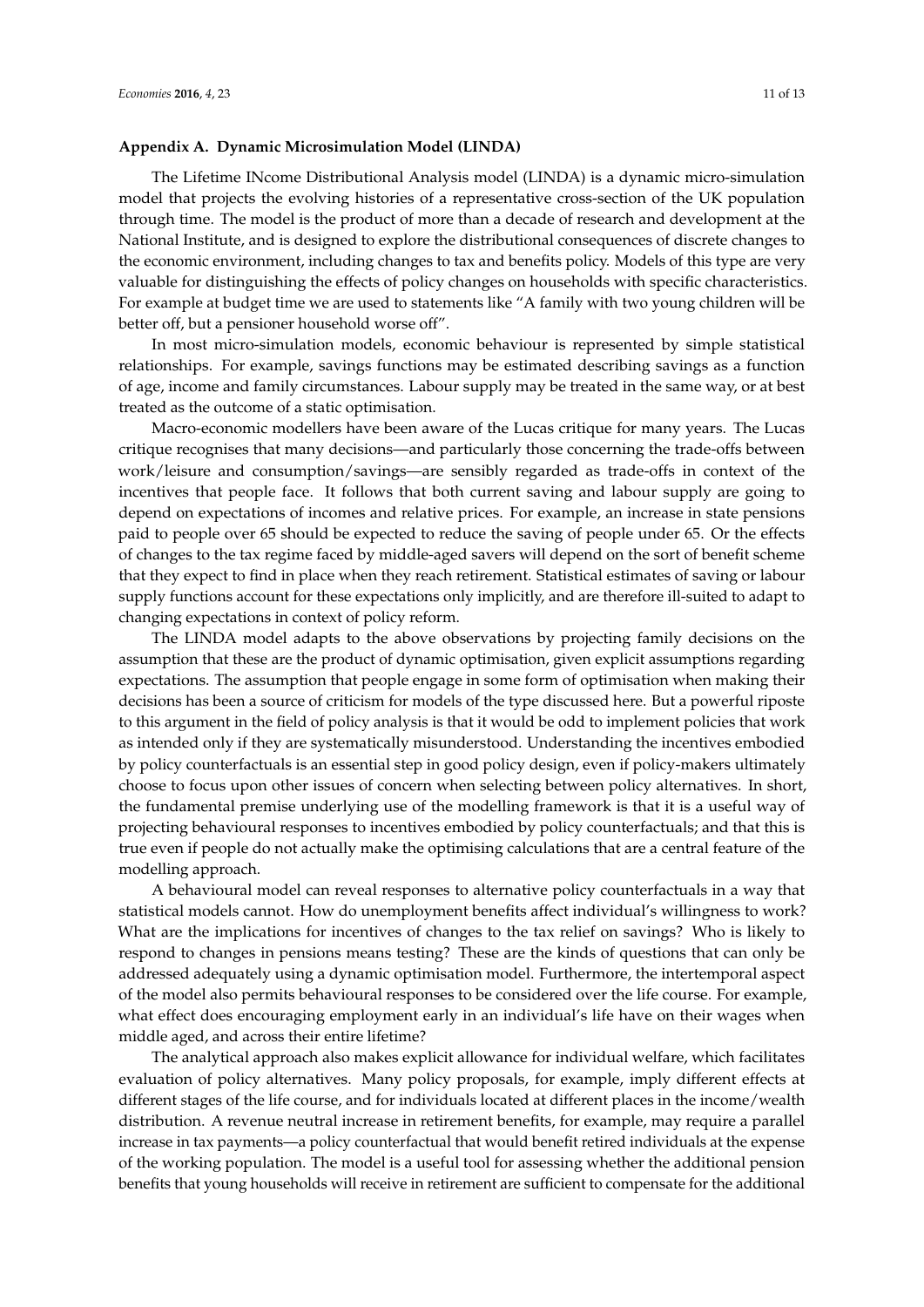## Appendix A. Dynamic Microsimulation Model (LINDA)

The Lifetime INcome Distributional Analysis model (LINDA) is a dynamic micro-simulation model that projects the evolving histories of a representative cross-section of the UK population through time. The model is the product of more than a decade of research and development at the National Institute, and is designed to explore the distributional consequences of discrete changes to the economic environment, including changes to tax and benefits policy. Models of this type are very valuable for distinguishing the effects of policy changes on households with specific characteristics. For example at budget time we are used to statements like "A family with two young children will be better off, but a pensioner household worse off".

In most micro-simulation models, economic behaviour is represented by simple statistical relationships. For example, savings functions may be estimated describing savings as a function of age, income and family circumstances. Labour supply may be treated in the same way, or at best treated as the outcome of a static optimisation.

Macro-economic modellers have been aware of the Lucas critique for many years. The Lucas critique recognises that many decisions—and particularly those concerning the trade-offs between work/leisure and consumption/savings—are sensibly regarded as trade-offs in context of the incentives that people face. It follows that both current saving and labour supply are going to depend on expectations of incomes and relative prices. For example, an increase in state pensions paid to people over 65 should be expected to reduce the saving of people under 65. Or the effects of changes to the tax regime faced by middle-aged savers will depend on the sort of benefit scheme that they expect to find in place when they reach retirement. Statistical estimates of saving or labour supply functions account for these expectations only implicitly, and are therefore ill-suited to adapt to changing expectations in context of policy reform.

The LINDA model adapts to the above observations by projecting family decisions on the assumption that these are the product of dynamic optimisation, given explicit assumptions regarding expectations. The assumption that people engage in some form of optimisation when making their decisions has been a source of criticism for models of the type discussed here. But a powerful riposte to this argument in the field of policy analysis is that it would be odd to implement policies that work as intended only if they are systematically misunderstood. Understanding the incentives embodied by policy counterfactuals is an essential step in good policy design, even if policy-makers ultimately choose to focus upon other issues of concern when selecting between policy alternatives. In short, the fundamental premise underlying use of the modelling framework is that it is a useful way of projecting behavioural responses to incentives embodied by policy counterfactuals; and that this is true even if people do not actually make the optimising calculations that are a central feature of the modelling approach.

A behavioural model can reveal responses to alternative policy counterfactuals in a way that statistical models cannot. How do unemployment benefits affect individual's willingness to work? What are the implications for incentives of changes to the tax relief on savings? Who is likely to respond to changes in pensions means testing? These are the kinds of questions that can only be addressed adequately using a dynamic optimisation model. Furthermore, the intertemporal aspect of the model also permits behavioural responses to be considered over the life course. For example, what effect does encouraging employment early in an individual's life have on their wages when middle aged, and across their entire lifetime?

The analytical approach also makes explicit allowance for individual welfare, which facilitates evaluation of policy alternatives. Many policy proposals, for example, imply different effects at different stages of the life course, and for individuals located at different places in the income/wealth distribution. A revenue neutral increase in retirement benefits, for example, may require a parallel increase in tax payments—a policy counterfactual that would benefit retired individuals at the expense of the working population. The model is a useful tool for assessing whether the additional pension benefits that young households will receive in retirement are sufficient to compensate for the additional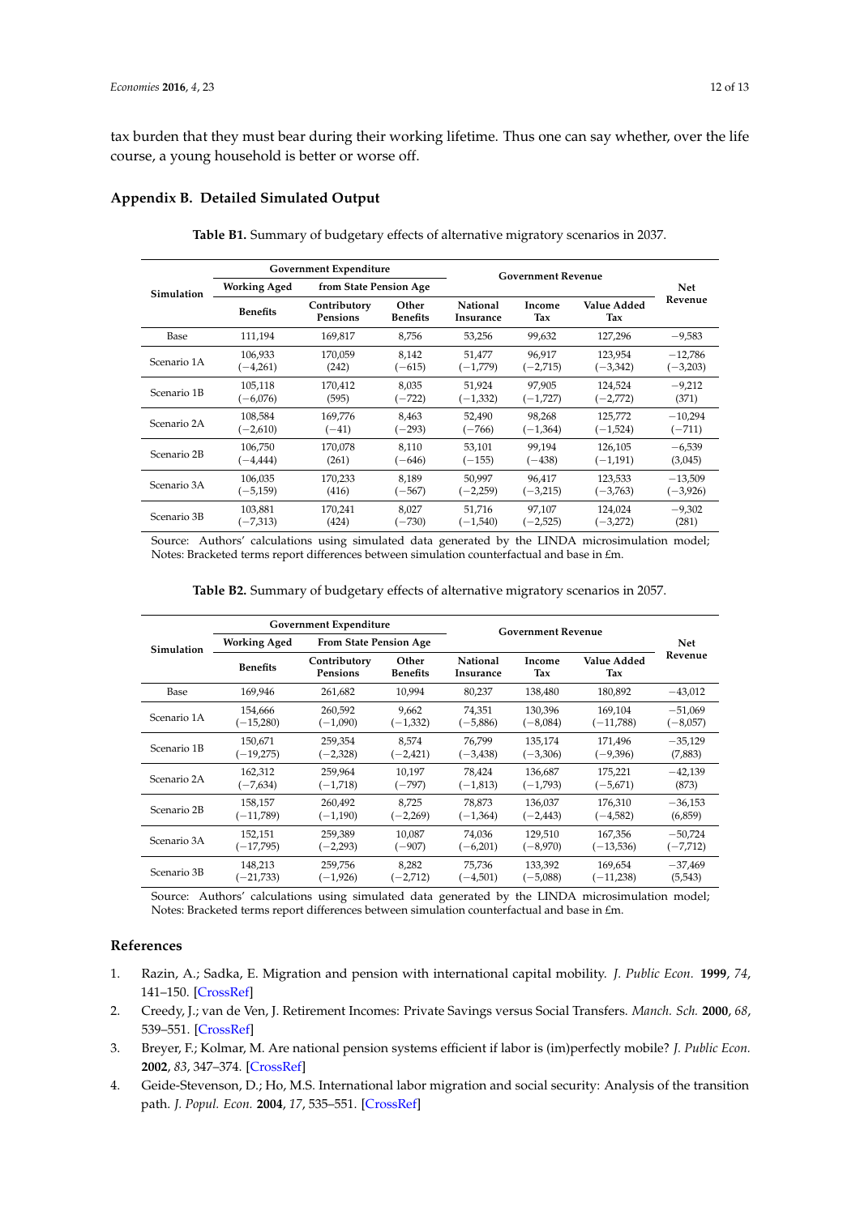tax burden that they must bear during their working lifetime. Thus one can say whether, over the life course, a young household is better or worse off.

## Appendix B. Detailed Simulated Output

**Table B1.** Summary of budgetary effects of alternative migratory scenarios in 2037.

| Simulation | Government Expenditure | | | Government Revenue | | | Net Revenue |
|---|---|---|---|---|---|---|---|
| | Working Aged | from State Pension Age | | | | | |
| | Benefits | Contributory Pensions | Other Benefits | National Insurance | Income Tax | Value Added Tax | |
| Base | 111,194 | 169,817 | 8,756 | 53,256 | 99,632 | 127,296 | −9,583 |
| Scenario 1A | 106,933<br>(−4,261) | 170,059<br>(242) | 8,142<br>(−615) | 51,477<br>(−1,779) | 96,917<br>(−2,715) | 123,954<br>(−3,342) | −12,786<br>(−3,203) |
| Scenario 1B | 105,118<br>(−6,076) | 170,412<br>(595) | 8,035<br>(−722) | 51,924<br>(−1,332) | 97,905<br>(−1,727) | 124,524<br>(−2,772) | −9,212<br>(371) |
| Scenario 2A | 108,584<br>(−2,610) | 169,776<br>(−41) | 8,463<br>(−293) | 52,490<br>(−766) | 98,268<br>(−1,364) | 125,772<br>(−1,524) | −10,294<br>(−711) |
| Scenario 2B | 106,750<br>(−4,444) | 170,078<br>(261) | 8,110<br>(−646) | 53,101<br>(−155) | 99,194<br>(−438) | 126,105<br>(−1,191) | −6,539<br>(3,045) |
| Scenario 3A | 106,035<br>(−5,159) | 170,233<br>(416) | 8,189<br>(−567) | 50,997<br>(−2,259) | 96,417<br>(−3,215) | 123,533<br>(−3,763) | −13,509<br>(−3,926) |
| Scenario 3B | 103,881<br>(−7,313) | 170,241<br>(424) | 8,027<br>(−730) | 51,716<br>(−1,540) | 97,107<br>(−2,525) | 124,024<br>(−3,272) | −9,302<br>(281) |

Source: Authors' calculations using simulated data generated by the LINDA microsimulation model; Notes: Bracketed terms report differences between simulation counterfactual and base in £m.

**Table B2.** Summary of budgetary effects of alternative migratory scenarios in 2057.

| Simulation | Government Expenditure | | | Government Revenue | | | Net Revenue |
|---|---|---|---|---|---|---|---|
| | Working Aged | From State Pension Age | | | | | |
| | Benefits | Contributory Pensions | Other Benefits | National Insurance | Income Tax | Value Added Tax | |
| Base | 169,946 | 261,682 | 10,994 | 80,237 | 138,480 | 180,892 | −43,012 |
| Scenario 1A | 154,666<br>(−15,280) | 260,592<br>(−1,090) | 9,662<br>(−1,332) | 74,351<br>(−5,886) | 130,396<br>(−8,084) | 169,104<br>(−11,788) | −51,069<br>(−8,057) |
| Scenario 1B | 150,671<br>(−19,275) | 259,354<br>(−2,328) | 8,574<br>(−2,421) | 76,799<br>(−3,438) | 135,174<br>(−3,306) | 171,496<br>(−9,396) | −35,129<br>(7,883) |
| Scenario 2A | 162,312<br>(−7,634) | 259,964<br>(−1,718) | 10,197<br>(−797) | 78,424<br>(−1,813) | 136,687<br>(−1,793) | 175,221<br>(−5,671) | −42,139<br>(873) |
| Scenario 2B | 158,157<br>(−11,789) | 260,492<br>(−1,190) | 8,725<br>(−2,269) | 78,873<br>(−1,364) | 136,037<br>(−2,443) | 176,310<br>(−4,582) | −36,153<br>(6,859) |
| Scenario 3A | 152,151<br>(−17,795) | 259,389<br>(−2,293) | 10,087<br>(−907) | 74,036<br>(−6,201) | 129,510<br>(−8,970) | 167,356<br>(−13,536) | −50,724<br>(−7,712) |
| Scenario 3B | 148,213<br>(−21,733) | 259,756<br>(−1,926) | 8,282<br>(−2,712) | 75,736<br>(−4,501) | 133,392<br>(−5,088) | 169,654<br>(−11,238) | −37,469<br>(5,543) |

Source: Authors' calculations using simulated data generated by the LINDA microsimulation model; Notes: Bracketed terms report differences between simulation counterfactual and base in £m.

## References

1. Razin, A.; Sadka, E. Migration and pension with international capital mobility. *J. Public Econ.* **1999**, *74*, 141–150. [CrossRef]
2. Creedy, J.; van de Ven, J. Retirement Incomes: Private Savings versus Social Transfers. *Manch. Sch.* **2000**, *68*, 539–551. [CrossRef]
3. Breyer, F.; Kolmar, M. Are national pension systems efficient if labor is (im)perfectly mobile? *J. Public Econ.* **2002**, *83*, 347–374. [CrossRef]
4. Geide-Stevenson, D.; Ho, M.S. International labor migration and social security: Analysis of the transition path. *J. Popul. Econ.* **2004**, *17*, 535–551. [CrossRef]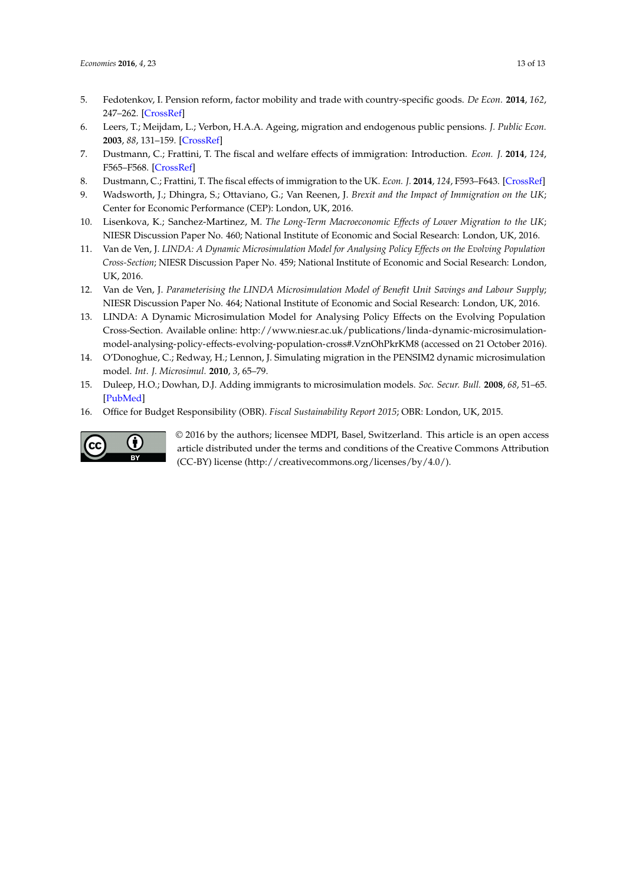5. Fedotenkov, I. Pension reform, factor mobility and trade with country-specific goods. *De Econ.* **2014**, *162*, 247–262. [CrossRef]
6. Leers, T.; Meijdam, L.; Verbon, H.A.A. Ageing, migration and endogenous public pensions. *J. Public Econ.* **2003**, *88*, 131–159. [CrossRef]
7. Dustmann, C.; Frattini, T. The fiscal and welfare effects of immigration: Introduction. *Econ. J.* **2014**, *124*, F565–F568. [CrossRef]
8. Dustmann, C.; Frattini, T. The fiscal effects of immigration to the UK. *Econ. J.* **2014**, *124*, F593–F643. [CrossRef]
9. Wadsworth, J.; Dhingra, S.; Ottaviano, G.; Van Reenen, J. *Brexit and the Impact of Immigration on the UK*; Center for Economic Performance (CEP): London, UK, 2016.
10. Lisenkova, K.; Sanchez-Martinez, M. *The Long-Term Macroeconomic Effects of Lower Migration to the UK*; NIESR Discussion Paper No. 460; National Institute of Economic and Social Research: London, UK, 2016.
11. Van de Ven, J. *LINDA: A Dynamic Microsimulation Model for Analysing Policy Effects on the Evolving Population Cross-Section*; NIESR Discussion Paper No. 459; National Institute of Economic and Social Research: London, UK, 2016.
12. Van de Ven, J. *Parameterising the LINDA Microsimulation Model of Benefit Unit Savings and Labour Supply*; NIESR Discussion Paper No. 464; National Institute of Economic and Social Research: London, UK, 2016.
13. LINDA: A Dynamic Microsimulation Model for Analysing Policy Effects on the Evolving Population Cross-Section. Available online: http://www.niesr.ac.uk/publications/linda-dynamic-microsimulation-model-analysing-policy-effects-evolving-population-cross#.VznOhPkrKM8 (accessed on 21 October 2016).
14. O'Donoghue, C.; Redway, H.; Lennon, J. Simulating migration in the PENSIM2 dynamic microsimulation model. *Int. J. Microsimul.* **2010**, *3*, 65–79.
15. Duleep, H.O.; Dowhan, D.J. Adding immigrants to microsimulation models. *Soc. Secur. Bull.* **2008**, *68*, 51–65. [PubMed]
16. Office for Budget Responsibility (OBR). *Fiscal Sustainability Report 2015*; OBR: London, UK, 2015.

© 2016 by the authors; licensee MDPI, Basel, Switzerland. This article is an open access article distributed under the terms and conditions of the Creative Commons Attribution (CC-BY) license (http://creativecommons.org/licenses/by/4.0/).